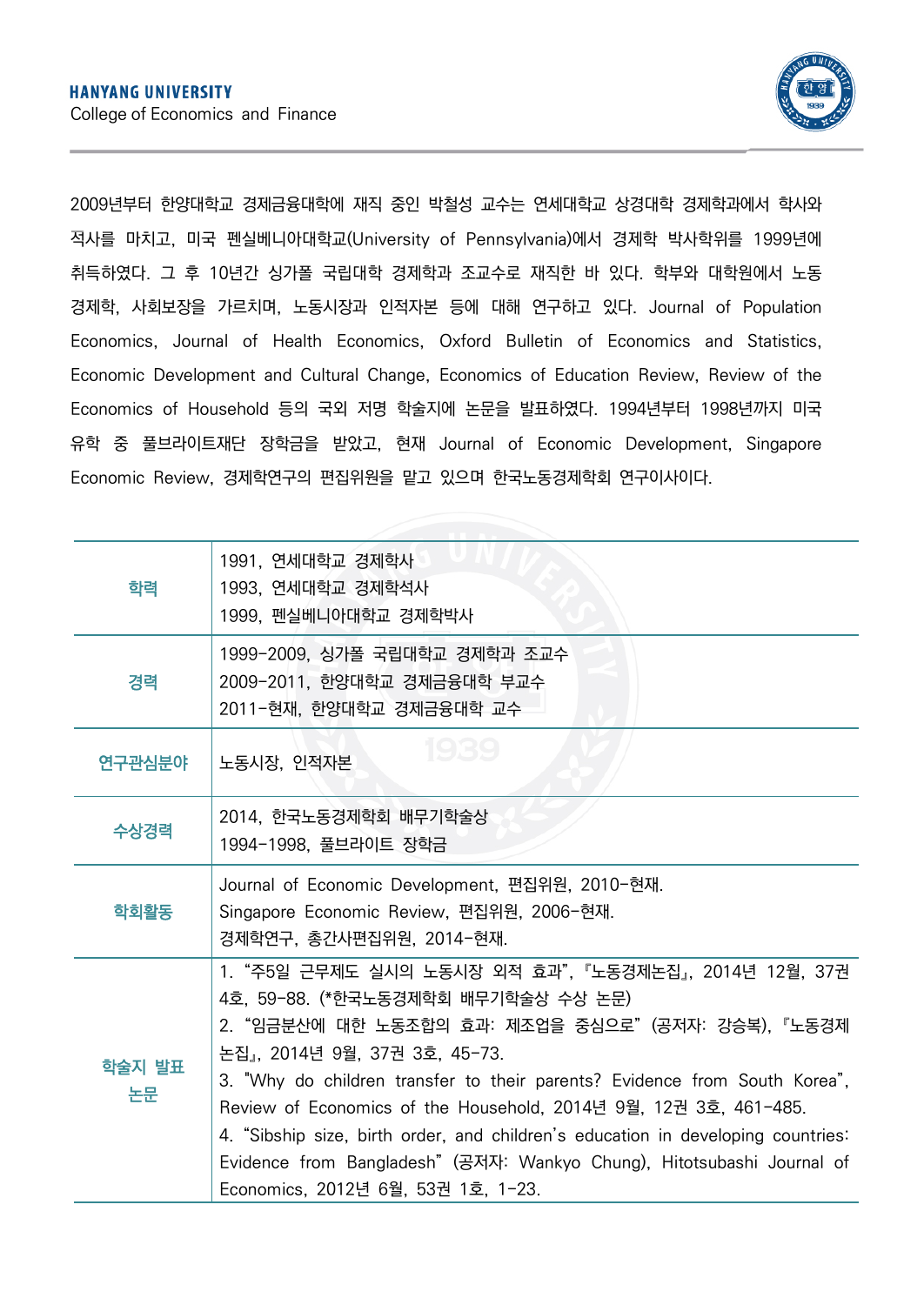HANYANG UNIVERSITY
College of Economics and Finance

2009년부터 한양대학교 경제금융대학에 재직 중인 박철성 교수는 연세대학교 상경대학 경제학과에서 학사와 석사를 마치고, 미국 펜실베니아대학교(University of Pennsylvania)에서 경제학 박사학위를 1999년에 취득하였다. 그 후 10년간 싱가폴 국립대학 경제학과 조교수로 재직한 바 있다. 학부와 대학원에서 노동경제학, 사회보장을 가르치며, 노동시장과 인적자본 등에 대해 연구하고 있다. Journal of Population Economics, Journal of Health Economics, Oxford Bulletin of Economics and Statistics, Economic Development and Cultural Change, Economics of Education Review, Review of the Economics of Household 등의 국외 저명 학술지에 논문을 발표하였다. 1994년부터 1998년까지 미국 유학 중 풀브라이트재단 장학금을 받았고, 현재 Journal of Economic Development, Singapore Economic Review, 경제학연구의 편집위원을 맡고 있으며 한국노동경제학회 연구이사이다.

| | |
|---|---|
| 학력 | 1991, 연세대학교 경제학사<br>1993, 연세대학교 경제학석사<br>1999, 펜실베니아대학교 경제학박사 |
| 경력 | 1999-2009, 싱가폴 국립대학교 경제학과 조교수<br>2009-2011, 한양대학교 경제금융대학 부교수<br>2011-현재, 한양대학교 경제금융대학 교수 |
| 연구관심분야 | 노동시장, 인적자본 |
| 수상경력 | 2014, 한국노동경제학회 배무기학술상<br>1994-1998, 풀브라이트 장학금 |
| 학회활동 | Journal of Economic Development, 편집위원, 2010-현재.<br>Singapore Economic Review, 편집위원, 2006-현재.<br>경제학연구, 총간사편집위원, 2014-현재. |
| 학술지 발표 논문 | 1. "주5일 근무제도 실시의 노동시장 외적 효과", 『노동경제논집』, 2014년 12월, 37권 4호, 59-88. (*한국노동경제학회 배무기학술상 수상 논문)<br>2. "임금분산에 대한 노동조합의 효과: 제조업을 중심으로" (공저자: 강승복), 『노동경제논집』, 2014년 9월, 37권 3호, 45-73.<br>3. "Why do children transfer to their parents? Evidence from South Korea", Review of Economics of the Household, 2014년 9월, 12권 3호, 461-485.<br>4. "Sibship size, birth order, and children's education in developing countries: Evidence from Bangladesh" (공저자: Wankyo Chung), Hitotsubashi Journal of Economics, 2012년 6월, 53권 1호, 1-23. |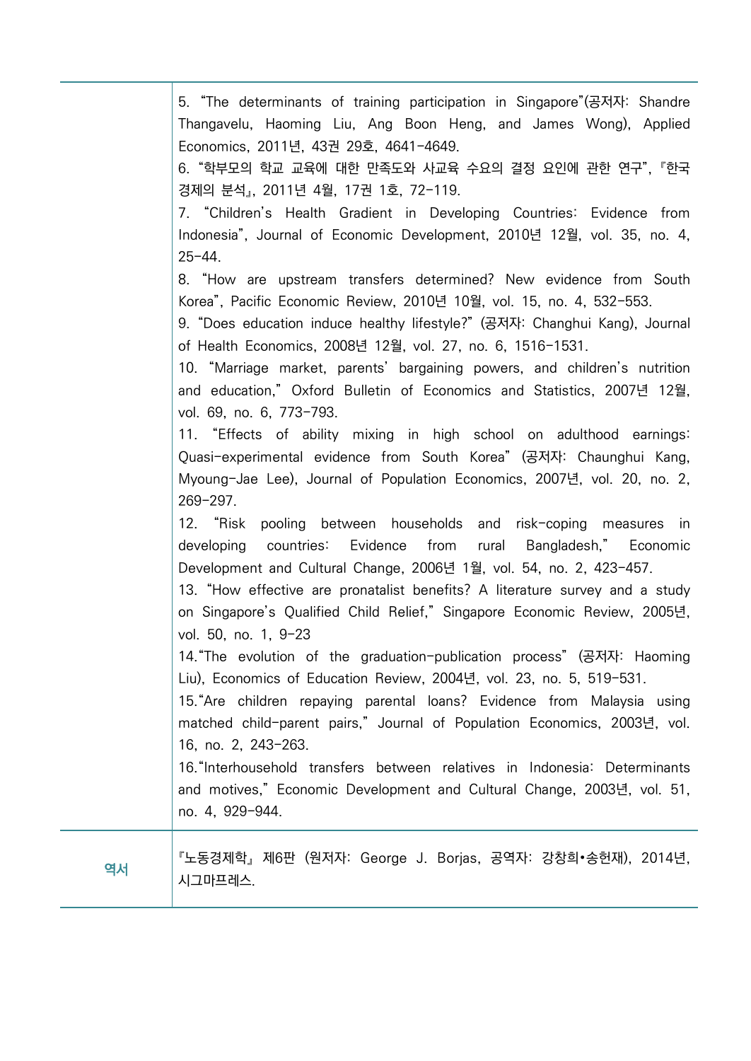| | |
|---|---|
| | 5. “The determinants of training participation in Singapore”(공저자: Shandre Thangavelu, Haoming Liu, Ang Boon Heng, and James Wong), Applied Economics, 2011년, 43권 29호, 4641-4649.<br>6. “학부모의 학교 교육에 대한 만족도와 사교육 수요의 결정 요인에 관한 연구”, 『한국경제의 분석』, 2011년 4월, 17권 1호, 72-119.<br>7. “Children’s Health Gradient in Developing Countries: Evidence from Indonesia”, Journal of Economic Development, 2010년 12월, vol. 35, no. 4, 25-44.<br>8. “How are upstream transfers determined? New evidence from South Korea”, Pacific Economic Review, 2010년 10월, vol. 15, no. 4, 532-553.<br>9. “Does education induce healthy lifestyle?” (공저자: Changhui Kang), Journal of Health Economics, 2008년 12월, vol. 27, no. 6, 1516-1531.<br>10. “Marriage market, parents’ bargaining powers, and children’s nutrition and education,” Oxford Bulletin of Economics and Statistics, 2007년 12월, vol. 69, no. 6, 773-793.<br>11. “Effects of ability mixing in high school on adulthood earnings: Quasi-experimental evidence from South Korea” (공저자: Chaunghui Kang, Myoung-Jae Lee), Journal of Population Economics, 2007년, vol. 20, no. 2, 269-297.<br>12. “Risk pooling between households and risk-coping measures in developing countries: Evidence from rural Bangladesh,” Economic Development and Cultural Change, 2006년 1월, vol. 54, no. 2, 423-457.<br>13. “How effective are pronatalist benefits? A literature survey and a study on Singapore’s Qualified Child Relief,” Singapore Economic Review, 2005년, vol. 50, no. 1, 9-23<br>14.“The evolution of the graduation-publication process” (공저자: Haoming Liu), Economics of Education Review, 2004년, vol. 23, no. 5, 519-531.<br>15.“Are children repaying parental loans? Evidence from Malaysia using matched child-parent pairs,” Journal of Population Economics, 2003년, vol. 16, no. 2, 243-263.<br>16.“Interhousehold transfers between relatives in Indonesia: Determinants and motives,” Economic Development and Cultural Change, 2003년, vol. 51, no. 4, 929-944. |
| 역서 | 『노동경제학』 제6판 (원저자: George J. Borjas, 공역자: 강창희•송헌재), 2014년, 시그마프레스. |